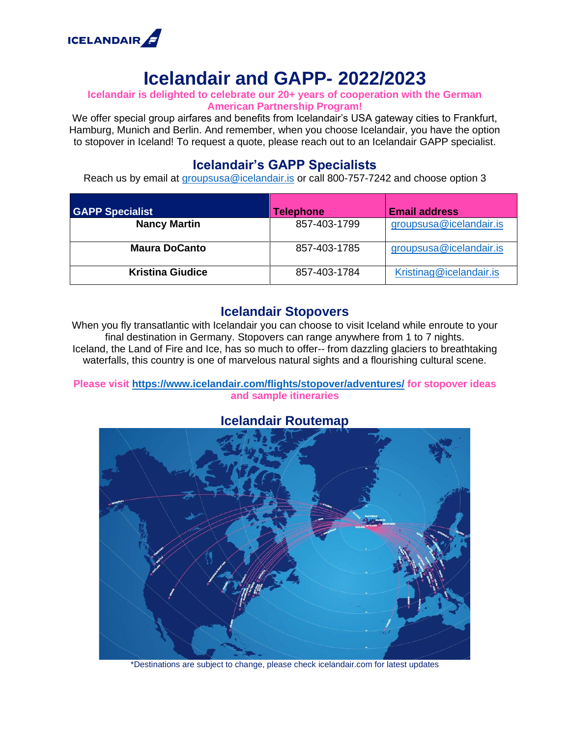ICELANDAIR

# Icelandair and GAPP- 2022/2023

**Icelandair is delighted to celebrate our 20+ years of cooperation with the German American Partnership Program!**

We offer special group airfares and benefits from Icelandair's USA gateway cities to Frankfurt, Hamburg, Munich and Berlin. And remember, when you choose Icelandair, you have the option to stopover in Iceland! To request a quote, please reach out to an Icelandair GAPP specialist.

## Icelandair's GAPP Specialists

Reach us by email at groupsusa@icelandair.is or call 800-757-7242 and choose option 3

| GAPP Specialist | Telephone | Email address |
|---|---|---|
| **Nancy Martin** | 857-403-1799 | groupsusa@icelandair.is |
| **Maura DoCanto** | 857-403-1785 | groupsusa@icelandair.is |
| **Kristina Giudice** | 857-403-1784 | Kristinag@icelandair.is |

## Icelandair Stopovers

When you fly transatlantic with Icelandair you can choose to visit Iceland while enroute to your final destination in Germany. Stopovers can range anywhere from 1 to 7 nights. Iceland, the Land of Fire and Ice, has so much to offer-- from dazzling glaciers to breathtaking waterfalls, this country is one of marvelous natural sights and a flourishing cultural scene.

**Please visit https://www.icelandair.com/flights/stopover/adventures/ for stopover ideas and sample itineraries**

## Icelandair Routemap

*Destinations are subject to change, please check icelandair.com for latest updates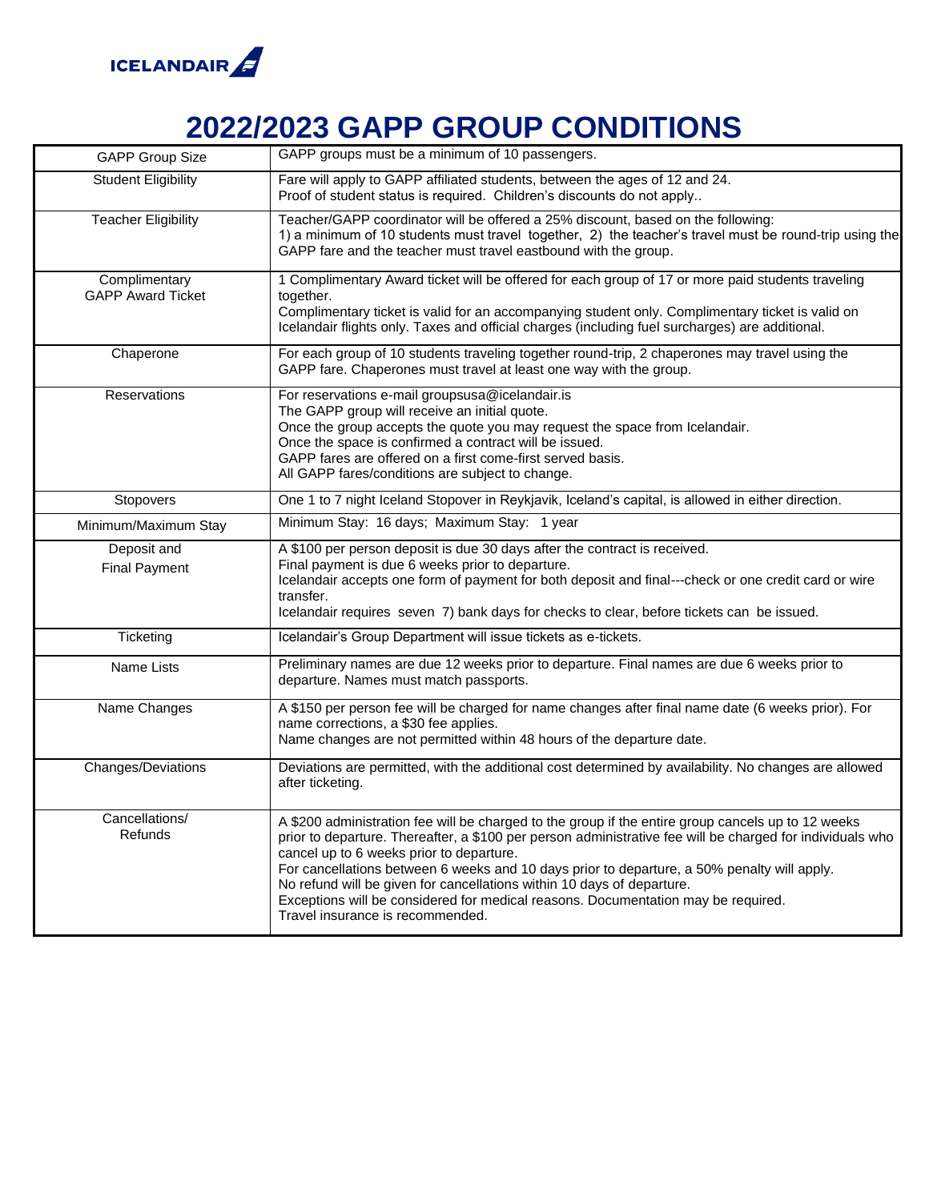ICELANDAIR

# 2022/2023 GAPP GROUP CONDITIONS

| | |
|---|---|
| GAPP Group Size | GAPP groups must be a minimum of 10 passengers. |
| Student Eligibility | Fare will apply to GAPP affiliated students, between the ages of 12 and 24.<br>Proof of student status is required. Children's discounts do not apply.. |
| Teacher Eligibility | Teacher/GAPP coordinator will be offered a 25% discount, based on the following:<br>1) a minimum of 10 students must travel together, 2) the teacher's travel must be round-trip using the GAPP fare and the teacher must travel eastbound with the group. |
| Complimentary GAPP Award Ticket | 1 Complimentary Award ticket will be offered for each group of 17 or more paid students traveling together.<br>Complimentary ticket is valid for an accompanying student only. Complimentary ticket is valid on Icelandair flights only. Taxes and official charges (including fuel surcharges) are additional. |
| Chaperone | For each group of 10 students traveling together round-trip, 2 chaperones may travel using the GAPP fare. Chaperones must travel at least one way with the group. |
| Reservations | For reservations e-mail groupsusa@icelandair.is<br>The GAPP group will receive an initial quote.<br>Once the group accepts the quote you may request the space from Icelandair.<br>Once the space is confirmed a contract will be issued.<br>GAPP fares are offered on a first come-first served basis.<br>All GAPP fares/conditions are subject to change. |
| Stopovers | One 1 to 7 night Iceland Stopover in Reykjavik, Iceland's capital, is allowed in either direction. |
| Minimum/Maximum Stay | Minimum Stay: 16 days; Maximum Stay: 1 year |
| Deposit and Final Payment | A $100 per person deposit is due 30 days after the contract is received.<br>Final payment is due 6 weeks prior to departure.<br>Icelandair accepts one form of payment for both deposit and final---check or one credit card or wire transfer.<br>Icelandair requires seven 7) bank days for checks to clear, before tickets can be issued. |
| Ticketing | Icelandair's Group Department will issue tickets as e-tickets. |
| Name Lists | Preliminary names are due 12 weeks prior to departure. Final names are due 6 weeks prior to departure. Names must match passports. |
| Name Changes | A $150 per person fee will be charged for name changes after final name date (6 weeks prior). For name corrections, a $30 fee applies.<br>Name changes are not permitted within 48 hours of the departure date. |
| Changes/Deviations | Deviations are permitted, with the additional cost determined by availability. No changes are allowed after ticketing. |
| Cancellations/ Refunds | A $200 administration fee will be charged to the group if the entire group cancels up to 12 weeks prior to departure. Thereafter, a $100 per person administrative fee will be charged for individuals who cancel up to 6 weeks prior to departure.<br>For cancellations between 6 weeks and 10 days prior to departure, a 50% penalty will apply.<br>No refund will be given for cancellations within 10 days of departure.<br>Exceptions will be considered for medical reasons. Documentation may be required.<br>Travel insurance is recommended. |